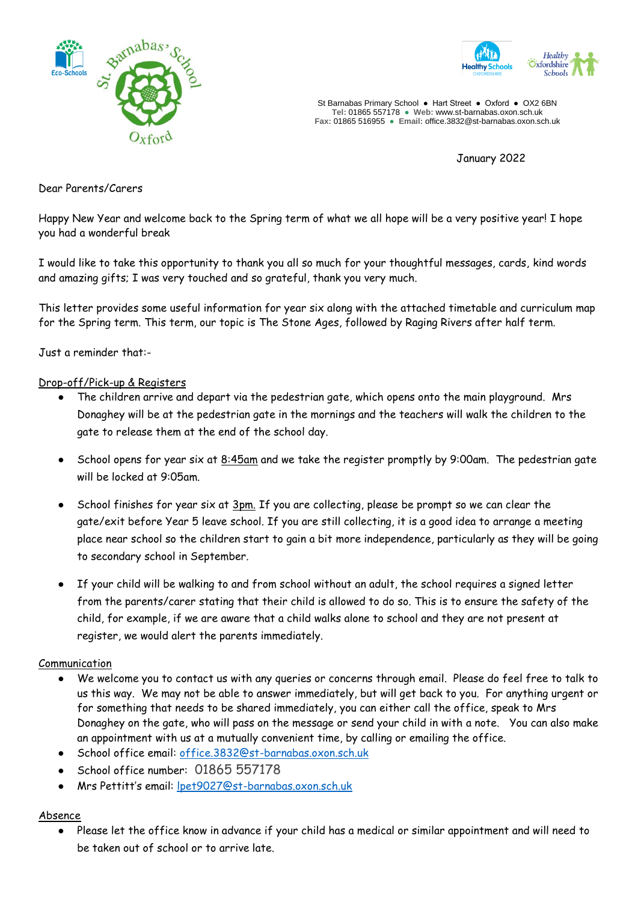St Barnabas Primary School ● Hart Street ● Oxford ● OX2 6BN
**Tel:** 01865 557178 ● **Web:** www.st-barnabas.oxon.sch.uk
**Fax:** 01865 516955 ● **Email:** office.3832@st-barnabas.oxon.sch.uk

January 2022

Dear Parents/Carers

Happy New Year and welcome back to the Spring term of what we all hope will be a very positive year! I hope you had a wonderful break

I would like to take this opportunity to thank you all so much for your thoughtful messages, cards, kind words and amazing gifts; I was very touched and so grateful, thank you very much.

This letter provides some useful information for year six along with the attached timetable and curriculum map for the Spring term. This term, our topic is The Stone Ages, followed by Raging Rivers after half term.

Just a reminder that:-

Drop-off/Pick-up & Registers

- The children arrive and depart via the pedestrian gate, which opens onto the main playground. Mrs Donaghey will be at the pedestrian gate in the mornings and the teachers will walk the children to the gate to release them at the end of the school day.
- School opens for year six at 8:45am and we take the register promptly by 9:00am. The pedestrian gate will be locked at 9:05am.
- School finishes for year six at 3pm. If you are collecting, please be prompt so we can clear the gate/exit before Year 5 leave school. If you are still collecting, it is a good idea to arrange a meeting place near school so the children start to gain a bit more independence, particularly as they will be going to secondary school in September.
- If your child will be walking to and from school without an adult, the school requires a signed letter from the parents/carer stating that their child is allowed to do so. This is to ensure the safety of the child, for example, if we are aware that a child walks alone to school and they are not present at register, we would alert the parents immediately.

Communication

- We welcome you to contact us with any queries or concerns through email. Please do feel free to talk to us this way. We may not be able to answer immediately, but will get back to you. For anything urgent or for something that needs to be shared immediately, you can either call the office, speak to Mrs Donaghey on the gate, who will pass on the message or send your child in with a note. You can also make an appointment with us at a mutually convenient time, by calling or emailing the office.
- School office email: office.3832@st-barnabas.oxon.sch.uk
- School office number: 01865 557178
- Mrs Pettitt's email: lpet9027@st-barnabas.oxon.sch.uk

Absence

- Please let the office know in advance if your child has a medical or similar appointment and will need to be taken out of school or to arrive late.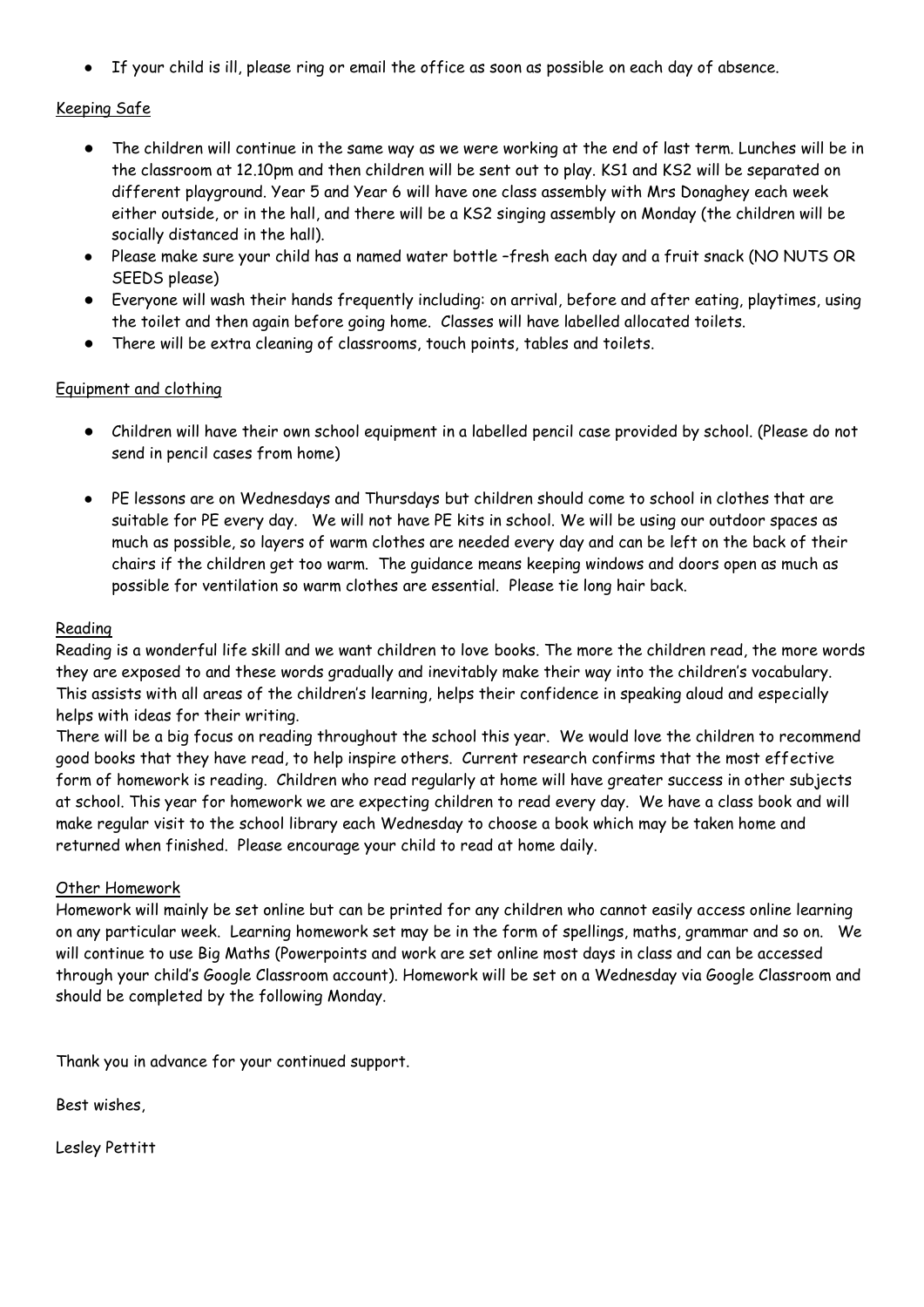- If your child is ill, please ring or email the office as soon as possible on each day of absence.

Keeping Safe

- The children will continue in the same way as we were working at the end of last term. Lunches will be in the classroom at 12.10pm and then children will be sent out to play. KS1 and KS2 will be separated on different playground. Year 5 and Year 6 will have one class assembly with Mrs Donaghey each week either outside, or in the hall, and there will be a KS2 singing assembly on Monday (the children will be socially distanced in the hall).
- Please make sure your child has a named water bottle –fresh each day and a fruit snack (NO NUTS OR SEEDS please)
- Everyone will wash their hands frequently including: on arrival, before and after eating, playtimes, using the toilet and then again before going home. Classes will have labelled allocated toilets.
- There will be extra cleaning of classrooms, touch points, tables and toilets.

Equipment and clothing

- Children will have their own school equipment in a labelled pencil case provided by school. (Please do not send in pencil cases from home)
- PE lessons are on Wednesdays and Thursdays but children should come to school in clothes that are suitable for PE every day. We will not have PE kits in school. We will be using our outdoor spaces as much as possible, so layers of warm clothes are needed every day and can be left on the back of their chairs if the children get too warm. The guidance means keeping windows and doors open as much as possible for ventilation so warm clothes are essential. Please tie long hair back.

Reading

Reading is a wonderful life skill and we want children to love books. The more the children read, the more words they are exposed to and these words gradually and inevitably make their way into the children's vocabulary. This assists with all areas of the children's learning, helps their confidence in speaking aloud and especially helps with ideas for their writing.

There will be a big focus on reading throughout the school this year. We would love the children to recommend good books that they have read, to help inspire others. Current research confirms that the most effective form of homework is reading. Children who read regularly at home will have greater success in other subjects at school. This year for homework we are expecting children to read every day. We have a class book and will make regular visit to the school library each Wednesday to choose a book which may be taken home and returned when finished. Please encourage your child to read at home daily.

Other Homework

Homework will mainly be set online but can be printed for any children who cannot easily access online learning on any particular week. Learning homework set may be in the form of spellings, maths, grammar and so on. We will continue to use Big Maths (Powerpoints and work are set online most days in class and can be accessed through your child's Google Classroom account). Homework will be set on a Wednesday via Google Classroom and should be completed by the following Monday.

Thank you in advance for your continued support.

Best wishes,

Lesley Pettitt